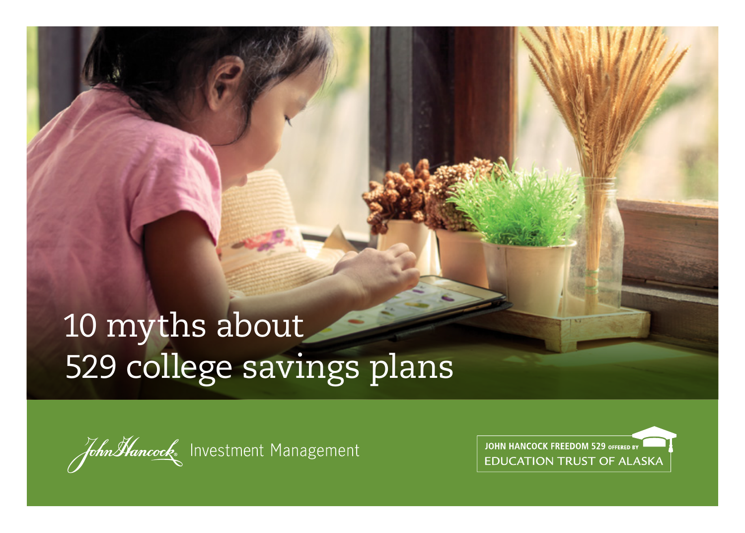# 10 myths about 529 college savings plans

John Hancock Investment Management

JOHN HANCOCK FREEDOM 529 OFFERED BY EDUCATION TRUST OF ALASKA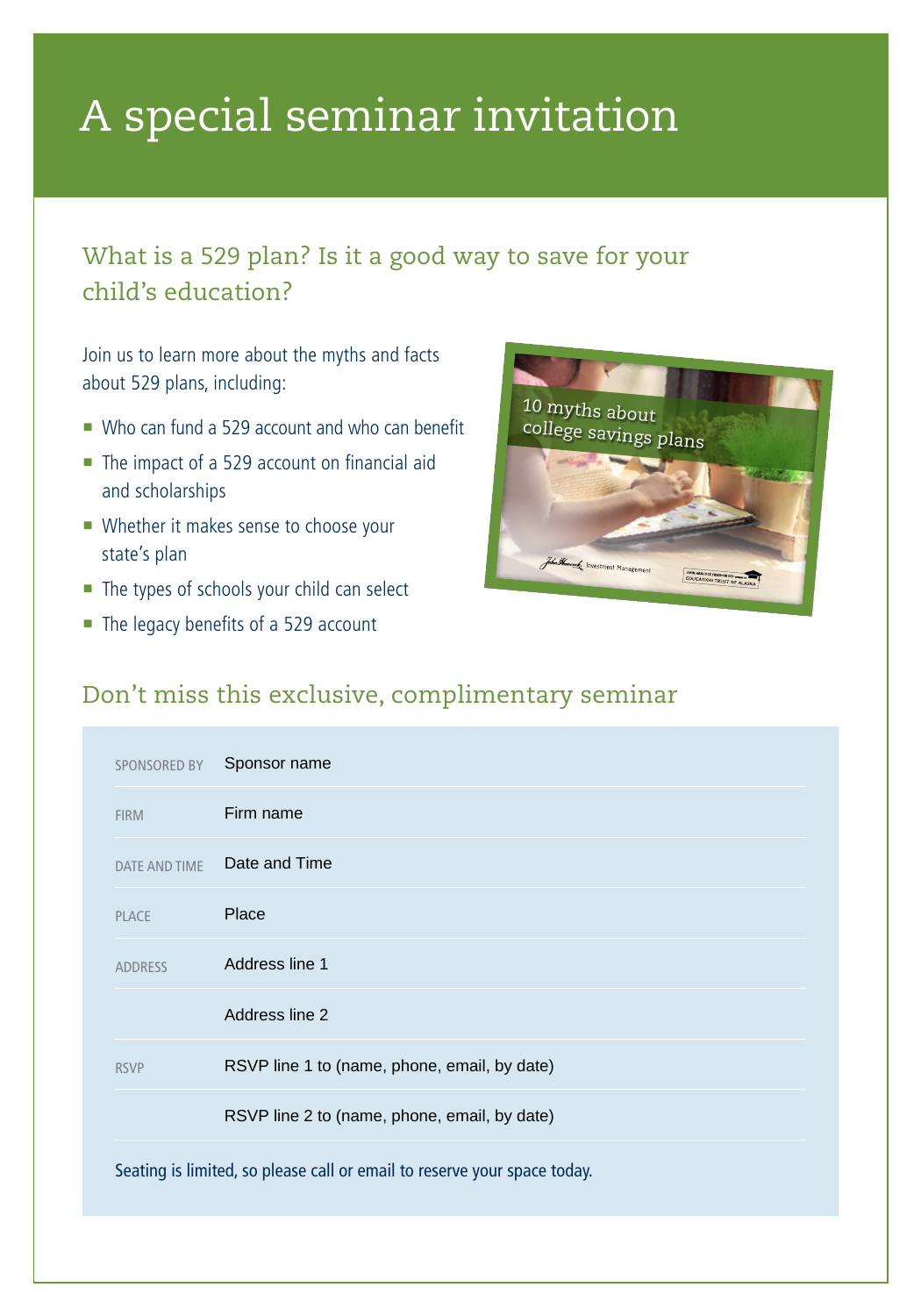# A special seminar invitation

## What is a 529 plan? Is it a good way to save for your child's education?

Join us to learn more about the myths and facts about 529 plans, including:

- Who can fund a 529 account and who can benefit
- The impact of a 529 account on financial aid and scholarships
- Whether it makes sense to choose your state's plan
- The types of schools your child can select
- The legacy benefits of a 529 account

## Don't miss this exclusive, complimentary seminar

| | |
|---|---|
| SPONSORED BY | Sponsor name |
| FIRM | Firm name |
| DATE AND TIME | Date and Time |
| PLACE | Place |
| ADDRESS | Address line 1 |
| | Address line 2 |
| RSVP | RSVP line 1 to (name, phone, email, by date) |
| | RSVP line 2 to (name, phone, email, by date) |

Seating is limited, so please call or email to reserve your space today.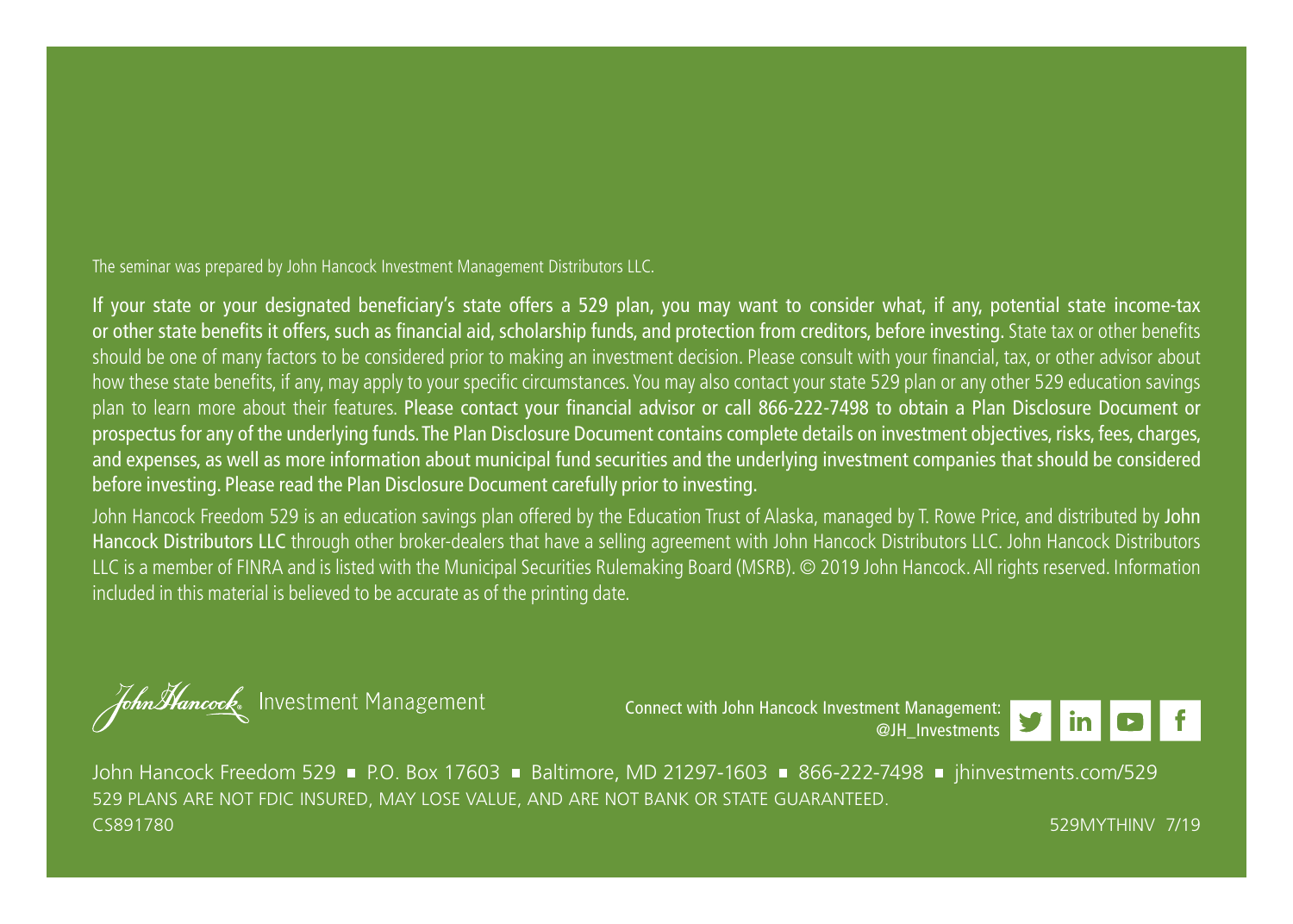The seminar was prepared by John Hancock Investment Management Distributors LLC.

**If your state or your designated beneficiary's state offers a 529 plan, you may want to consider what, if any, potential state income-tax or other state benefits it offers, such as financial aid, scholarship funds, and protection from creditors, before investing.** State tax or other benefits should be one of many factors to be considered prior to making an investment decision. Please consult with your financial, tax, or other advisor about how these state benefits, if any, may apply to your specific circumstances. You may also contact your state 529 plan or any other 529 education savings plan to learn more about their features. **Please contact your financial advisor or call 866-222-7498 to obtain a Plan Disclosure Document or prospectus for any of the underlying funds. The Plan Disclosure Document contains complete details on investment objectives, risks, fees, charges, and expenses, as well as more information about municipal fund securities and the underlying investment companies that should be considered before investing. Please read the Plan Disclosure Document carefully prior to investing.**

John Hancock Freedom 529 is an education savings plan offered by the Education Trust of Alaska, managed by T. Rowe Price, and distributed by **John Hancock Distributors LLC** through other broker-dealers that have a selling agreement with John Hancock Distributors LLC. John Hancock Distributors LLC is a member of FINRA and is listed with the Municipal Securities Rulemaking Board (MSRB). © 2019 John Hancock. All rights reserved. Information included in this material is believed to be accurate as of the printing date.

John Hancock Investment Management

Connect with John Hancock Investment Management: @JH_Investments

John Hancock Freedom 529 ■ P.O. Box 17603 ■ Baltimore, MD 21297-1603 ■ 866-222-7498 ■ jhinvestments.com/529

529 PLANS ARE NOT FDIC INSURED, MAY LOSE VALUE, AND ARE NOT BANK OR STATE GUARANTEED.

CS891780

529MYTHINV 7/19